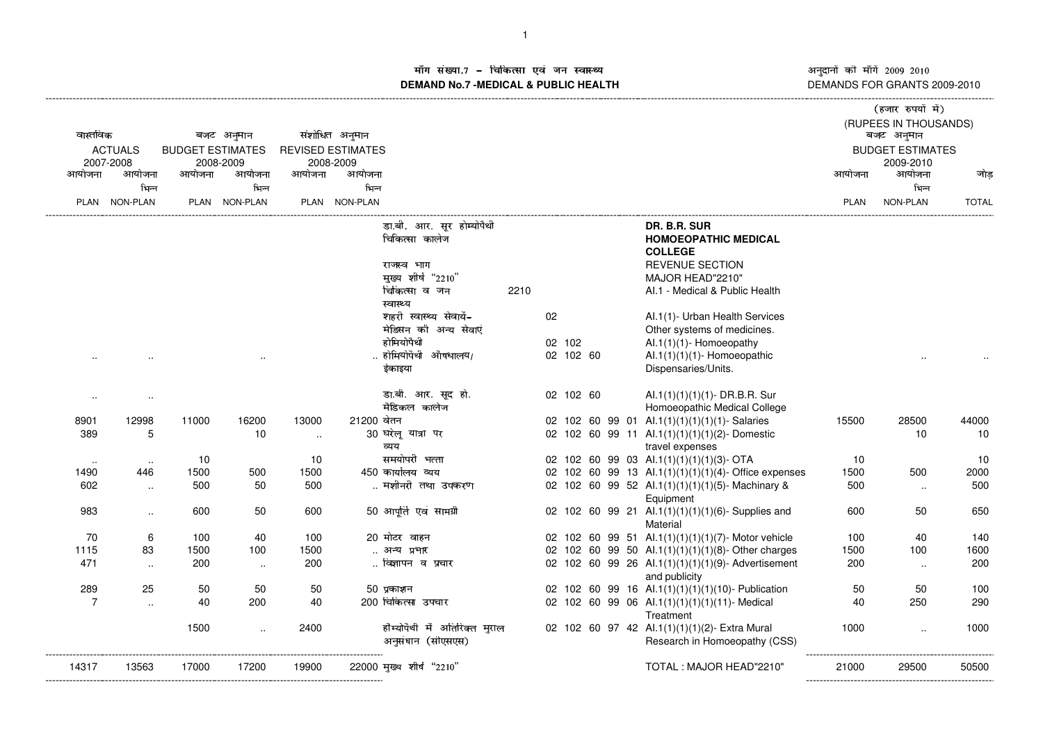# मॉग संख्या.7 – चिकित्सा एवं जन स्वास्थ्य
# DEMAND No.7 -MEDICAL & PUBLIC HEALTH

अनुदानों को मॉगें 2009 2010
DEMANDS FOR GRANTS 2009-2010

(हजार रुपयों में)
(RUPEES IN THOUSANDS)

| वास्तविक ACTUALS 2007-2008 | | बजट अनुमान BUDGET ESTIMATES 2008-2009 | | संशोधित अनुमान REVISED ESTIMATES 2008-2009 | | | | | बजट अनुमान BUDGET ESTIMATES 2009-2010 | | |
|---|---|---|---|---|---|---|---|---|---|---|---|
| आयोजना PLAN | आयोजना भिन्न NON-PLAN | आयोजना PLAN | आयोजना भिन्न NON-PLAN | आयोजना PLAN | आयोजना भिन्न NON-PLAN | | | | आयोजना PLAN | आयोजना भिन्न NON-PLAN | जोड़ TOTAL |
| | | | | | | डा.बी. आर. सूर होम्योपैथी चिकित्सा कालेज | | **DR. B.R. SUR HOMOEOPATHIC MEDICAL COLLEGE** | | | |
| | | | | | | राजस्व भाग | | REVENUE SECTION | | | |
| | | | | | | मुख्य शीर्ष "2210" | | MAJOR HEAD"2210" | | | |
| | | | | | | चिकित्सा व जन स्वास्थ्य | 2210 | AI.1 - Medical & Public Health | | | |
| | | | | | | शहरी स्वास्थ्य सेवायें- मेडिसिन की अन्य सेवाएं | 02 | AI.1(1)- Urban Health Services Other systems of medicines. | | | |
| | | | | | | होमियोपैथी | 02 102 | AI.1(1)(1)- Homoeopathy | | | |
| .. | .. | | .. | | | होमियोपैथी औषधालय/ ईकाइया | 02 102 60 | AI.1(1)(1)(1)- Homoeopathic Dispensaries/Units. | | .. | .. |
| .. | .. | | | | | डा.बी. आर. सूद हो. मैडिकल कालेज | 02 102 60 | AI.1(1)(1)(1)(1)- DR.B.R. Sur Homoeopathic Medical College | | | |
| 8901 | 12998 | 11000 | 16200 | 13000 | 21200 | वेतन | 02 102 60 99 01 | AI.1(1)(1)(1)(1)(1)- Salaries | 15500 | 28500 | 44000 |
| 389 | 5 | | 10 | .. | 30 | घरेलू यात्रा पर व्यय | 02 102 60 99 11 | AI.1(1)(1)(1)(1)(2)- Domestic travel expenses | | 10 | 10 |
| .. | .. | 10 | | 10 | | समयोपरी भत्ता | 02 102 60 99 03 | AI.1(1)(1)(1)(1)(3)- OTA | 10 | | 10 |
| 1490 | 446 | 1500 | 500 | 1500 | 450 | कार्यालय व्यय | 02 102 60 99 13 | AI.1(1)(1)(1)(1)(4)- Office expenses | 1500 | 500 | 2000 |
| 602 | .. | 500 | 50 | 500 | .. | मशीनरी तथा उपकरण | 02 102 60 99 52 | AI.1(1)(1)(1)(1)(5)- Machinary & Equipment | 500 | .. | 500 |
| 983 | .. | 600 | 50 | 600 | 50 | आपूर्ति एवं सामग्री | 02 102 60 99 21 | AI.1(1)(1)(1)(1)(6)- Supplies and Material | 600 | 50 | 650 |
| 70 | 6 | 100 | 40 | 100 | 20 | मोटर वाहन | 02 102 60 99 51 | AI.1(1)(1)(1)(1)(7)- Motor vehicle | 100 | 40 | 140 |
| 1115 | 83 | 1500 | 100 | 1500 | .. | अन्य प्रभार | 02 102 60 99 50 | AI.1(1)(1)(1)(1)(8)- Other charges | 1500 | 100 | 1600 |
| 471 | .. | 200 | .. | 200 | .. | विज्ञापन व प्रचार | 02 102 60 99 26 | AI.1(1)(1)(1)(1)(9)- Advertisement and publicity | 200 | .. | 200 |
| 289 | 25 | 50 | 50 | 50 | 50 | प्रकाशन | 02 102 60 99 16 | AI.1(1)(1)(1)(1)(10)- Publication | 50 | 50 | 100 |
| 7 | .. | 40 | 200 | 40 | 200 | चिकित्सा उपचार | 02 102 60 99 06 | AI.1(1)(1)(1)(1)(11)- Medical Treatment | 40 | 250 | 290 |
| | | 1500 | .. | 2400 | | होम्योपैथी में अतिरिक्त मुराल अनुसंधान (सीएसएस) | 02 102 60 97 42 | AI.1(1)(1)(1)(2)- Extra Mural Research in Homoeopathy (CSS) | 1000 | .. | 1000 |
| 14317 | 13563 | 17000 | 17200 | 19900 | 22000 | मुख्य शीर्ष "2210" | | TOTAL : MAJOR HEAD"2210" | 21000 | 29500 | 50500 |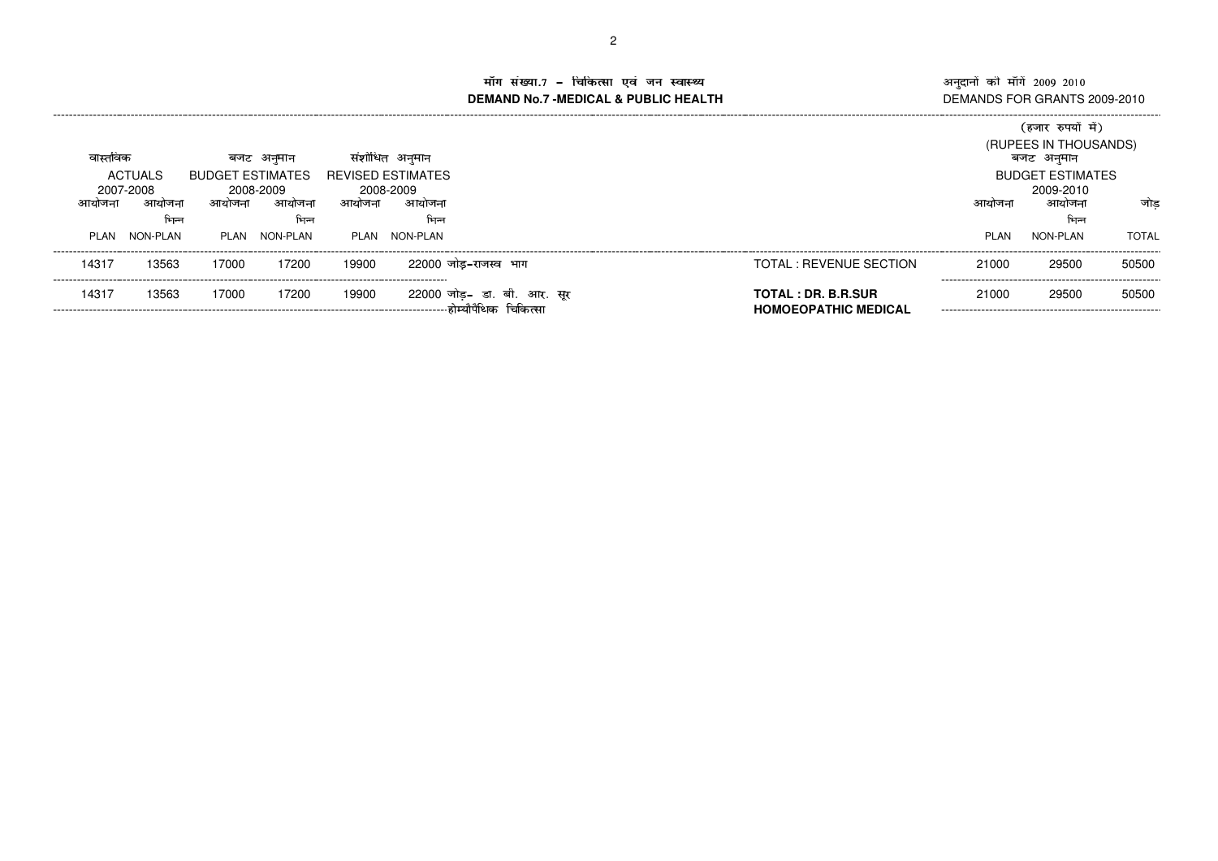# मॉग संख्या.7 – चिकित्सा एवं जन स्वास्थ्य
## DEMAND No.7 -MEDICAL & PUBLIC HEALTH

अनुदानों की माँगें 2009 2010
DEMANDS FOR GRANTS 2009-2010

(हजार रुपयों में)
(RUPEES IN THOUSANDS)

| वास्तविक ACTUALS 2007-2008 | | बजट अनुमान BUDGET ESTIMATES 2008-2009 | | संशोधित अनुमान REVISED ESTIMATES 2008-2009 | | | | बजट अनुमान BUDGET ESTIMATES 2009-2010 | | |
|---|---|---|---|---|---|---|---|---|---|---|
| आयोजना PLAN | आयोजना भिन्न NON-PLAN | आयोजना PLAN | आयोजना भिन्न NON-PLAN | आयोजना PLAN | आयोजना भिन्न NON-PLAN | | | आयोजना PLAN | आयोजना भिन्न NON-PLAN | जोड़ TOTAL |
| 14317 | 13563 | 17000 | 17200 | 19900 | 22000 | जोड़–राजस्व भाग | TOTAL : REVENUE SECTION | 21000 | 29500 | 50500 |
| 14317 | 13563 | 17000 | 17200 | 19900 | 22000 | जोड़– डा. बी. आर. सूर होम्यौपैथिक चिकित्सा | **TOTAL : DR. B.R.SUR HOMOEOPATHIC MEDICAL** | 21000 | 29500 | 50500 |